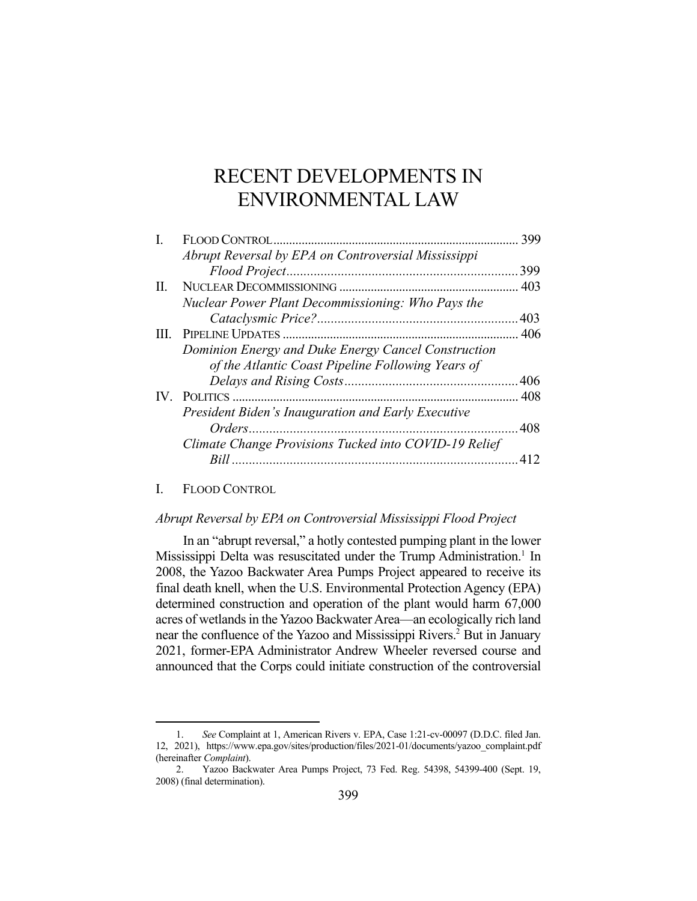# RECENT DEVELOPMENTS IN ENVIRONMENTAL LAW

| | | |
|---|---|---|
| I. | FLOOD CONTROL | 399 |
| | *Abrupt Reversal by EPA on Controversial Mississippi Flood Project* | 399 |
| II. | NUCLEAR DECOMMISSIONING | 403 |
| | *Nuclear Power Plant Decommissioning: Who Pays the Cataclysmic Price?* | 403 |
| III. | PIPELINE UPDATES | 406 |
| | *Dominion Energy and Duke Energy Cancel Construction of the Atlantic Coast Pipeline Following Years of Delays and Rising Costs* | 406 |
| IV. | POLITICS | 408 |
| | *President Biden's Inauguration and Early Executive Orders* | 408 |
| | *Climate Change Provisions Tucked into COVID-19 Relief Bill* | 412 |

## I. FLOOD CONTROL

### *Abrupt Reversal by EPA on Controversial Mississippi Flood Project*

In an "abrupt reversal," a hotly contested pumping plant in the lower Mississippi Delta was resuscitated under the Trump Administration.[1] In 2008, the Yazoo Backwater Area Pumps Project appeared to receive its final death knell, when the U.S. Environmental Protection Agency (EPA) determined construction and operation of the plant would harm 67,000 acres of wetlands in the Yazoo Backwater Area—an ecologically rich land near the confluence of the Yazoo and Mississippi Rivers.[2] But in January 2021, former-EPA Administrator Andrew Wheeler reversed course and announced that the Corps could initiate construction of the controversial

---

1. *See* Complaint at 1, American Rivers v. EPA, Case 1:21-cv-00097 (D.D.C. filed Jan. 12, 2021), https://www.epa.gov/sites/production/files/2021-01/documents/yazoo_complaint.pdf (hereinafter *Complaint*).

2. Yazoo Backwater Area Pumps Project, 73 Fed. Reg. 54398, 54399-400 (Sept. 19, 2008) (final determination).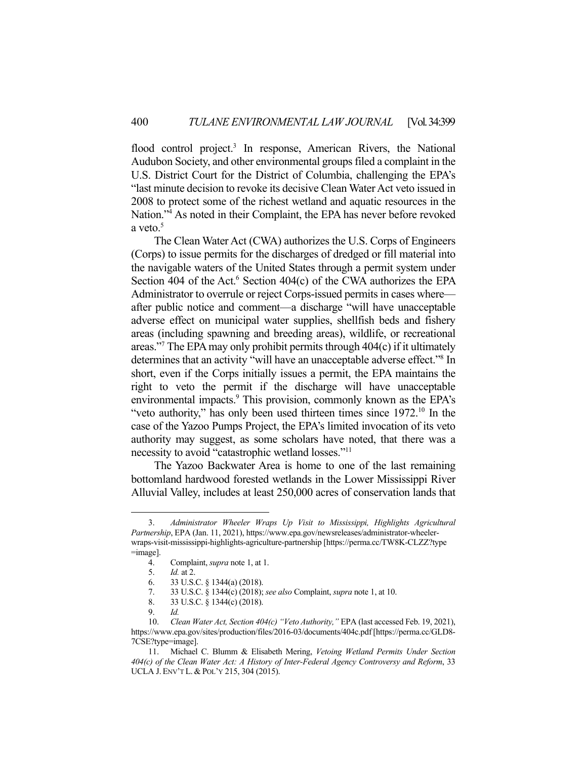flood control project.[3] In response, American Rivers, the National Audubon Society, and other environmental groups filed a complaint in the U.S. District Court for the District of Columbia, challenging the EPA's "last minute decision to revoke its decisive Clean Water Act veto issued in 2008 to protect some of the richest wetland and aquatic resources in the Nation."[4] As noted in their Complaint, the EPA has never before revoked a veto.[5]

The Clean Water Act (CWA) authorizes the U.S. Corps of Engineers (Corps) to issue permits for the discharges of dredged or fill material into the navigable waters of the United States through a permit system under Section 404 of the Act.[6] Section 404(c) of the CWA authorizes the EPA Administrator to overrule or reject Corps-issued permits in cases where—after public notice and comment—a discharge "will have unacceptable adverse effect on municipal water supplies, shellfish beds and fishery areas (including spawning and breeding areas), wildlife, or recreational areas."[7] The EPA may only prohibit permits through 404(c) if it ultimately determines that an activity "will have an unacceptable adverse effect."[8] In short, even if the Corps initially issues a permit, the EPA maintains the right to veto the permit if the discharge will have unacceptable environmental impacts.[9] This provision, commonly known as the EPA's "veto authority," has only been used thirteen times since 1972.[10] In the case of the Yazoo Pumps Project, the EPA's limited invocation of its veto authority may suggest, as some scholars have noted, that there was a necessity to avoid "catastrophic wetland losses."[11]

The Yazoo Backwater Area is home to one of the last remaining bottomland hardwood forested wetlands in the Lower Mississippi River Alluvial Valley, includes at least 250,000 acres of conservation lands that

---

3. *Administrator Wheeler Wraps Up Visit to Mississippi, Highlights Agricultural Partnership*, EPA (Jan. 11, 2021), https://www.epa.gov/newsreleases/administrator-wheeler-wraps-visit-mississippi-highlights-agriculture-partnership [https://perma.cc/TW8K-CLZZ?type=image].

4. Complaint, *supra* note 1, at 1.

5. *Id.* at 2.

6. 33 U.S.C. § 1344(a) (2018).

7. 33 U.S.C. § 1344(c) (2018); *see also* Complaint, *supra* note 1, at 10.

8. 33 U.S.C. § 1344(c) (2018).

9. *Id.*

10. *Clean Water Act, Section 404(c) "Veto Authority,"* EPA (last accessed Feb. 19, 2021), https://www.epa.gov/sites/production/files/2016-03/documents/404c.pdf [https://perma.cc/GLD8-7CSE?type=image].

11. Michael C. Blumm & Elisabeth Mering, *Vetoing Wetland Permits Under Section 404(c) of the Clean Water Act: A History of Inter-Federal Agency Controversy and Reform*, 33 UCLA J. ENV'T L. & POL'Y 215, 304 (2015).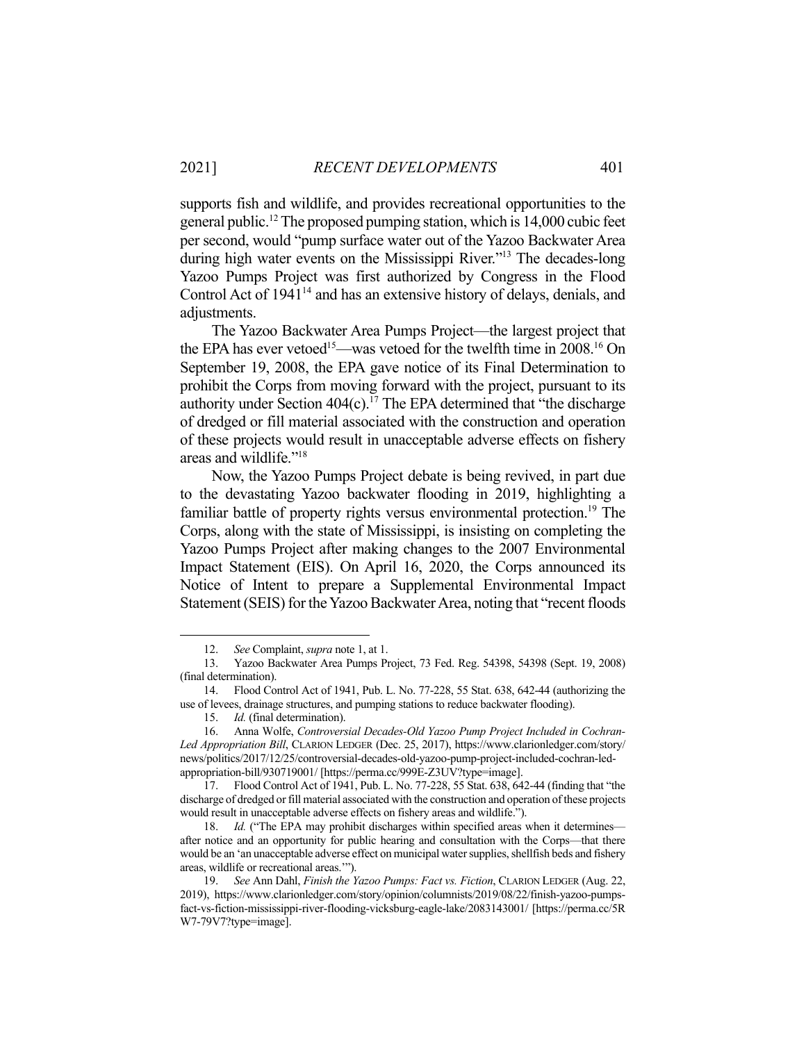supports fish and wildlife, and provides recreational opportunities to the general public.[12] The proposed pumping station, which is 14,000 cubic feet per second, would "pump surface water out of the Yazoo Backwater Area during high water events on the Mississippi River."[13] The decades-long Yazoo Pumps Project was first authorized by Congress in the Flood Control Act of 1941[14] and has an extensive history of delays, denials, and adjustments.

The Yazoo Backwater Area Pumps Project—the largest project that the EPA has ever vetoed[15]—was vetoed for the twelfth time in 2008.[16] On September 19, 2008, the EPA gave notice of its Final Determination to prohibit the Corps from moving forward with the project, pursuant to its authority under Section 404(c).[17] The EPA determined that "the discharge of dredged or fill material associated with the construction and operation of these projects would result in unacceptable adverse effects on fishery areas and wildlife."[18]

Now, the Yazoo Pumps Project debate is being revived, in part due to the devastating Yazoo backwater flooding in 2019, highlighting a familiar battle of property rights versus environmental protection.[19] The Corps, along with the state of Mississippi, is insisting on completing the Yazoo Pumps Project after making changes to the 2007 Environmental Impact Statement (EIS). On April 16, 2020, the Corps announced its Notice of Intent to prepare a Supplemental Environmental Impact Statement (SEIS) for the Yazoo Backwater Area, noting that "recent floods

---

12. *See* Complaint, *supra* note 1, at 1.

13. Yazoo Backwater Area Pumps Project, 73 Fed. Reg. 54398, 54398 (Sept. 19, 2008) (final determination).

14. Flood Control Act of 1941, Pub. L. No. 77-228, 55 Stat. 638, 642-44 (authorizing the use of levees, drainage structures, and pumping stations to reduce backwater flooding).

15. *Id.* (final determination).

16. Anna Wolfe, *Controversial Decades-Old Yazoo Pump Project Included in Cochran-Led Appropriation Bill*, CLARION LEDGER (Dec. 25, 2017), https://www.clarionledger.com/story/news/politics/2017/12/25/controversial-decades-old-yazoo-pump-project-included-cochran-led-appropriation-bill/930719001/ [https://perma.cc/999E-Z3UV?type=image].

17. Flood Control Act of 1941, Pub. L. No. 77-228, 55 Stat. 638, 642-44 (finding that "the discharge of dredged or fill material associated with the construction and operation of these projects would result in unacceptable adverse effects on fishery areas and wildlife.").

18. *Id.* ("The EPA may prohibit discharges within specified areas when it determines—after notice and an opportunity for public hearing and consultation with the Corps—that there would be an 'an unacceptable adverse effect on municipal water supplies, shellfish beds and fishery areas, wildlife or recreational areas.'").

19. *See* Ann Dahl, *Finish the Yazoo Pumps: Fact vs. Fiction*, CLARION LEDGER (Aug. 22, 2019), https://www.clarionledger.com/story/opinion/columnists/2019/08/22/finish-yazoo-pumps-fact-vs-fiction-mississippi-river-flooding-vicksburg-eagle-lake/2083143001/ [https://perma.cc/5RW7-79V7?type=image].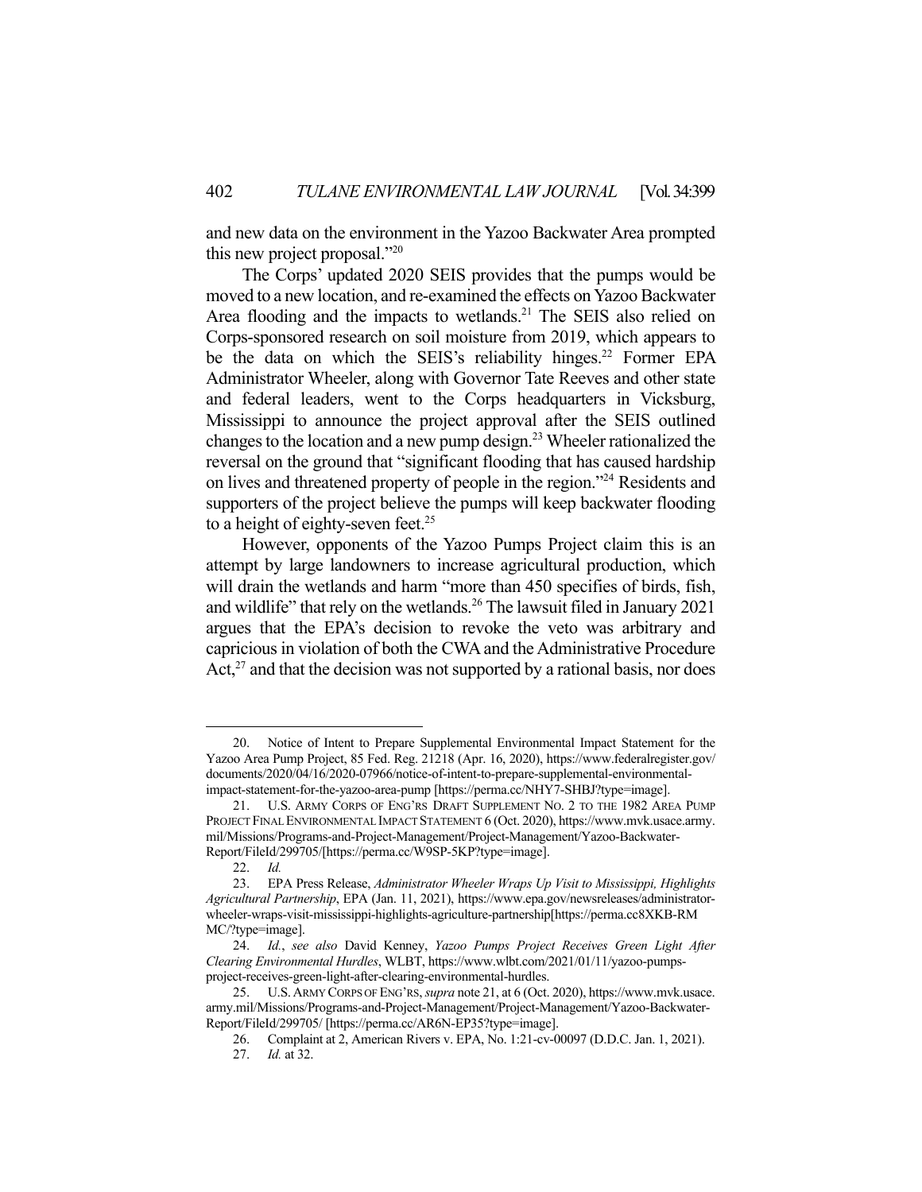and new data on the environment in the Yazoo Backwater Area prompted this new project proposal."[20]

The Corps' updated 2020 SEIS provides that the pumps would be moved to a new location, and re-examined the effects on Yazoo Backwater Area flooding and the impacts to wetlands.[21] The SEIS also relied on Corps-sponsored research on soil moisture from 2019, which appears to be the data on which the SEIS's reliability hinges.[22] Former EPA Administrator Wheeler, along with Governor Tate Reeves and other state and federal leaders, went to the Corps headquarters in Vicksburg, Mississippi to announce the project approval after the SEIS outlined changes to the location and a new pump design.[23] Wheeler rationalized the reversal on the ground that "significant flooding that has caused hardship on lives and threatened property of people in the region."[24] Residents and supporters of the project believe the pumps will keep backwater flooding to a height of eighty-seven feet.[25]

However, opponents of the Yazoo Pumps Project claim this is an attempt by large landowners to increase agricultural production, which will drain the wetlands and harm "more than 450 specifies of birds, fish, and wildlife" that rely on the wetlands.[26] The lawsuit filed in January 2021 argues that the EPA's decision to revoke the veto was arbitrary and capricious in violation of both the CWA and the Administrative Procedure Act,[27] and that the decision was not supported by a rational basis, nor does

---

20. Notice of Intent to Prepare Supplemental Environmental Impact Statement for the Yazoo Area Pump Project, 85 Fed. Reg. 21218 (Apr. 16, 2020), https://www.federalregister.gov/documents/2020/04/16/2020-07966/notice-of-intent-to-prepare-supplemental-environmental-impact-statement-for-the-yazoo-area-pump [https://perma.cc/NHY7-SHBJ?type=image].

21. U.S. ARMY CORPS OF ENG'RS DRAFT SUPPLEMENT NO. 2 TO THE 1982 AREA PUMP PROJECT FINAL ENVIRONMENTAL IMPACT STATEMENT 6 (Oct. 2020), https://www.mvk.usace.army.mil/Missions/Programs-and-Project-Management/Project-Management/Yazoo-Backwater-Report/FileId/299705/[https://perma.cc/W9SP-5KP?type=image].

22. *Id.*

23. EPA Press Release, *Administrator Wheeler Wraps Up Visit to Mississippi, Highlights Agricultural Partnership*, EPA (Jan. 11, 2021), https://www.epa.gov/newsreleases/administrator-wheeler-wraps-visit-mississippi-highlights-agriculture-partnership[https://perma.cc8XKB-RMMC/?type=image].

24. *Id.*, *see also* David Kenney, *Yazoo Pumps Project Receives Green Light After Clearing Environmental Hurdles*, WLBT, https://www.wlbt.com/2021/01/11/yazoo-pumps-project-receives-green-light-after-clearing-environmental-hurdles.

25. U.S. ARMY CORPS OF ENG'RS, *supra* note 21, at 6 (Oct. 2020), https://www.mvk.usace.army.mil/Missions/Programs-and-Project-Management/Project-Management/Yazoo-Backwater-Report/FileId/299705/ [https://perma.cc/AR6N-EP35?type=image].

26. Complaint at 2, American Rivers v. EPA, No. 1:21-cv-00097 (D.D.C. Jan. 1, 2021).

27. *Id.* at 32.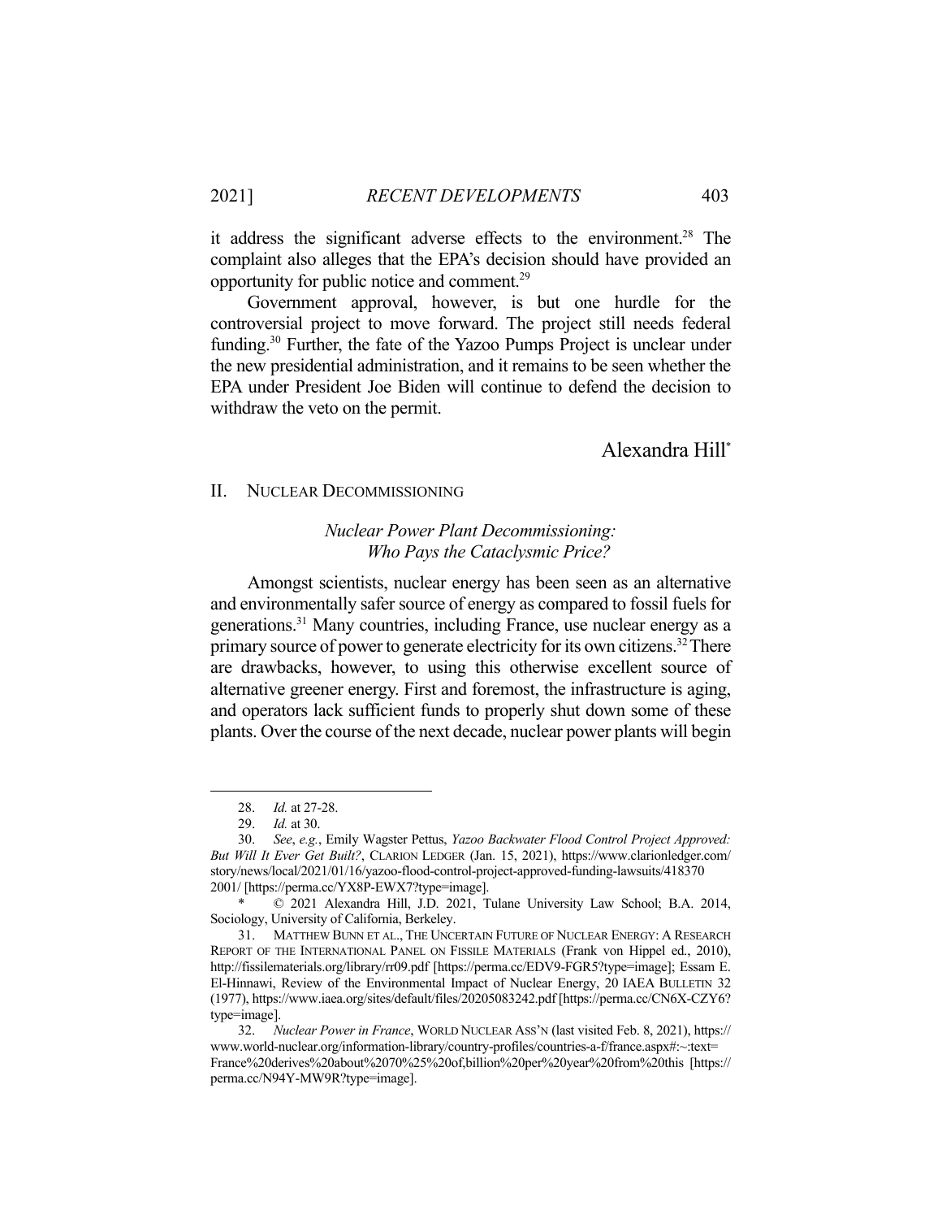it address the significant adverse effects to the environment.[28] The complaint also alleges that the EPA's decision should have provided an opportunity for public notice and comment.[29]

Government approval, however, is but one hurdle for the controversial project to move forward. The project still needs federal funding.[30] Further, the fate of the Yazoo Pumps Project is unclear under the new presidential administration, and it remains to be seen whether the EPA under President Joe Biden will continue to defend the decision to withdraw the veto on the permit.

Alexandra Hill*

## II. NUCLEAR DECOMMISSIONING

### *Nuclear Power Plant Decommissioning: Who Pays the Cataclysmic Price?*

Amongst scientists, nuclear energy has been seen as an alternative and environmentally safer source of energy as compared to fossil fuels for generations.[31] Many countries, including France, use nuclear energy as a primary source of power to generate electricity for its own citizens.[32] There are drawbacks, however, to using this otherwise excellent source of alternative greener energy. First and foremost, the infrastructure is aging, and operators lack sufficient funds to properly shut down some of these plants. Over the course of the next decade, nuclear power plants will begin

---

28. *Id.* at 27-28.

29. *Id.* at 30.

30. *See*, *e.g.*, Emily Wagster Pettus, *Yazoo Backwater Flood Control Project Approved: But Will It Ever Get Built?*, CLARION LEDGER (Jan. 15, 2021), https://www.clarionledger.com/story/news/local/2021/01/16/yazoo-flood-control-project-approved-funding-lawsuits/418370 2001/ [https://perma.cc/YX8P-EWX7?type=image].

\* © 2021 Alexandra Hill, J.D. 2021, Tulane University Law School; B.A. 2014, Sociology, University of California, Berkeley.

31. MATTHEW BUNN ET AL., THE UNCERTAIN FUTURE OF NUCLEAR ENERGY: A RESEARCH REPORT OF THE INTERNATIONAL PANEL ON FISSILE MATERIALS (Frank von Hippel ed., 2010), http://fissilematerials.org/library/rr09.pdf [https://perma.cc/EDV9-FGR5?type=image]; Essam E. El-Hinnawi, Review of the Environmental Impact of Nuclear Energy, 20 IAEA BULLETIN 32 (1977), https://www.iaea.org/sites/default/files/20205083242.pdf [https://perma.cc/CN6X-CZY6?type=image].

32. *Nuclear Power in France*, WORLD NUCLEAR ASS'N (last visited Feb. 8, 2021), https://www.world-nuclear.org/information-library/country-profiles/countries-a-f/france.aspx#:~:text=France%20derives%20about%2070%25%20of,billion%20per%20year%20from%20this [https://perma.cc/N94Y-MW9R?type=image].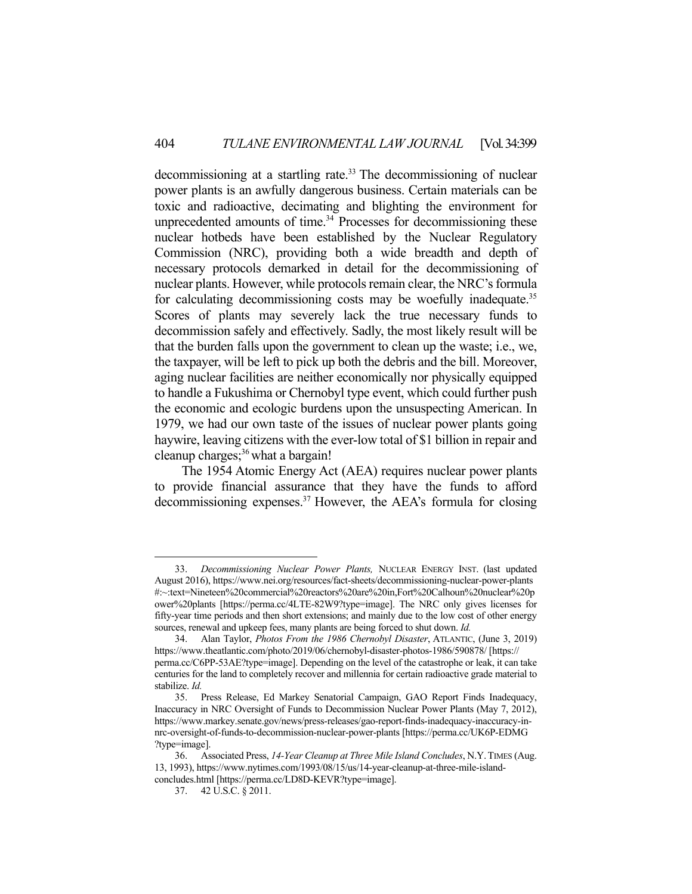decommissioning at a startling rate.[33] The decommissioning of nuclear power plants is an awfully dangerous business. Certain materials can be toxic and radioactive, decimating and blighting the environment for unprecedented amounts of time.[34] Processes for decommissioning these nuclear hotbeds have been established by the Nuclear Regulatory Commission (NRC), providing both a wide breadth and depth of necessary protocols demarked in detail for the decommissioning of nuclear plants. However, while protocols remain clear, the NRC's formula for calculating decommissioning costs may be woefully inadequate.[35] Scores of plants may severely lack the true necessary funds to decommission safely and effectively. Sadly, the most likely result will be that the burden falls upon the government to clean up the waste; i.e., we, the taxpayer, will be left to pick up both the debris and the bill. Moreover, aging nuclear facilities are neither economically nor physically equipped to handle a Fukushima or Chernobyl type event, which could further push the economic and ecologic burdens upon the unsuspecting American. In 1979, we had our own taste of the issues of nuclear power plants going haywire, leaving citizens with the ever-low total of $1 billion in repair and cleanup charges;[36] what a bargain!

The 1954 Atomic Energy Act (AEA) requires nuclear power plants to provide financial assurance that they have the funds to afford decommissioning expenses.[37] However, the AEA's formula for closing

---

33. *Decommissioning Nuclear Power Plants,* NUCLEAR ENERGY INST. (last updated August 2016), https://www.nei.org/resources/fact-sheets/decommissioning-nuclear-power-plants#:~:text=Nineteen%20commercial%20reactors%20are%20in,Fort%20Calhoun%20nuclear%20power%20plants [https://perma.cc/4LTE-82W9?type=image]. The NRC only gives licenses for fifty-year time periods and then short extensions; and mainly due to the low cost of other energy sources, renewal and upkeep fees, many plants are being forced to shut down. *Id.*

34. Alan Taylor, *Photos From the 1986 Chernobyl Disaster*, ATLANTIC, (June 3, 2019) https://www.theatlantic.com/photo/2019/06/chernobyl-disaster-photos-1986/590878/ [https://perma.cc/C6PP-53AE?type=image]. Depending on the level of the catastrophe or leak, it can take centuries for the land to completely recover and millennia for certain radioactive grade material to stabilize. *Id.*

35. Press Release, Ed Markey Senatorial Campaign, GAO Report Finds Inadequacy, Inaccuracy in NRC Oversight of Funds to Decommission Nuclear Power Plants (May 7, 2012), https://www.markey.senate.gov/news/press-releases/gao-report-finds-inadequacy-inaccuracy-in-nrc-oversight-of-funds-to-decommission-nuclear-power-plants [https://perma.cc/UK6P-EDMG?type=image].

36. Associated Press, *14-Year Cleanup at Three Mile Island Concludes*, N.Y. TIMES (Aug. 13, 1993), https://www.nytimes.com/1993/08/15/us/14-year-cleanup-at-three-mile-island-concludes.html [https://perma.cc/LD8D-KEVR?type=image].

37. 42 U.S.C. § 2011.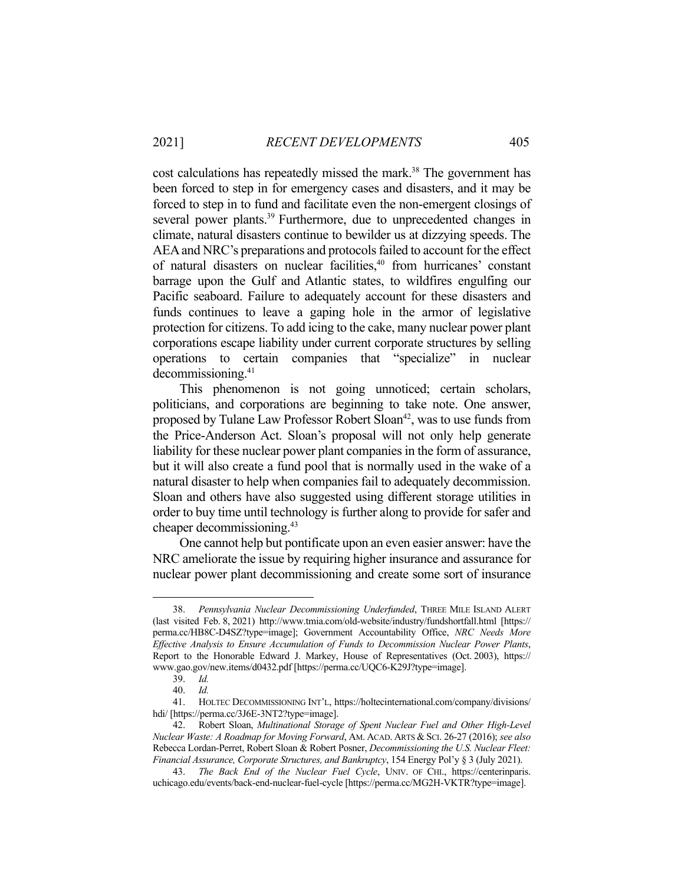cost calculations has repeatedly missed the mark.[38] The government has been forced to step in for emergency cases and disasters, and it may be forced to step in to fund and facilitate even the non-emergent closings of several power plants.[39] Furthermore, due to unprecedented changes in climate, natural disasters continue to bewilder us at dizzying speeds. The AEA and NRC's preparations and protocols failed to account for the effect of natural disasters on nuclear facilities,[40] from hurricanes' constant barrage upon the Gulf and Atlantic states, to wildfires engulfing our Pacific seaboard. Failure to adequately account for these disasters and funds continues to leave a gaping hole in the armor of legislative protection for citizens. To add icing to the cake, many nuclear power plant corporations escape liability under current corporate structures by selling operations to certain companies that "specialize" in nuclear decommissioning.[41]

This phenomenon is not going unnoticed; certain scholars, politicians, and corporations are beginning to take note. One answer, proposed by Tulane Law Professor Robert Sloan[42], was to use funds from the Price-Anderson Act. Sloan's proposal will not only help generate liability for these nuclear power plant companies in the form of assurance, but it will also create a fund pool that is normally used in the wake of a natural disaster to help when companies fail to adequately decommission. Sloan and others have also suggested using different storage utilities in order to buy time until technology is further along to provide for safer and cheaper decommissioning.[43]

One cannot help but pontificate upon an even easier answer: have the NRC ameliorate the issue by requiring higher insurance and assurance for nuclear power plant decommissioning and create some sort of insurance

---

38. *Pennsylvania Nuclear Decommissioning Underfunded*, THREE MILE ISLAND ALERT (last visited Feb. 8, 2021) http://www.tmia.com/old-website/industry/fundshortfall.html [https://perma.cc/HB8C-D4SZ?type=image]; Government Accountability Office, *NRC Needs More Effective Analysis to Ensure Accumulation of Funds to Decommission Nuclear Power Plants*, Report to the Honorable Edward J. Markey, House of Representatives (Oct. 2003), https://www.gao.gov/new.items/d0432.pdf [https://perma.cc/UQC6-K29J?type=image].

39. *Id.*

40. *Id.*

41. HOLTEC DECOMMISSIONING INT'L, https://holtecinternational.com/company/divisions/hdi/ [https://perma.cc/3J6E-3NT2?type=image].

42. Robert Sloan, *Multinational Storage of Spent Nuclear Fuel and Other High-Level Nuclear Waste: A Roadmap for Moving Forward*, AM. ACAD. ARTS & SCI. 26-27 (2016); *see also* Rebecca Lordan-Perret, Robert Sloan & Robert Posner, *Decommissioning the U.S. Nuclear Fleet: Financial Assurance, Corporate Structures, and Bankruptcy*, 154 Energy Pol'y § 3 (July 2021).

43. *The Back End of the Nuclear Fuel Cycle*, UNIV. OF CHI., https://centerinparis.uchicago.edu/events/back-end-nuclear-fuel-cycle [https://perma.cc/MG2H-VKTR?type=image].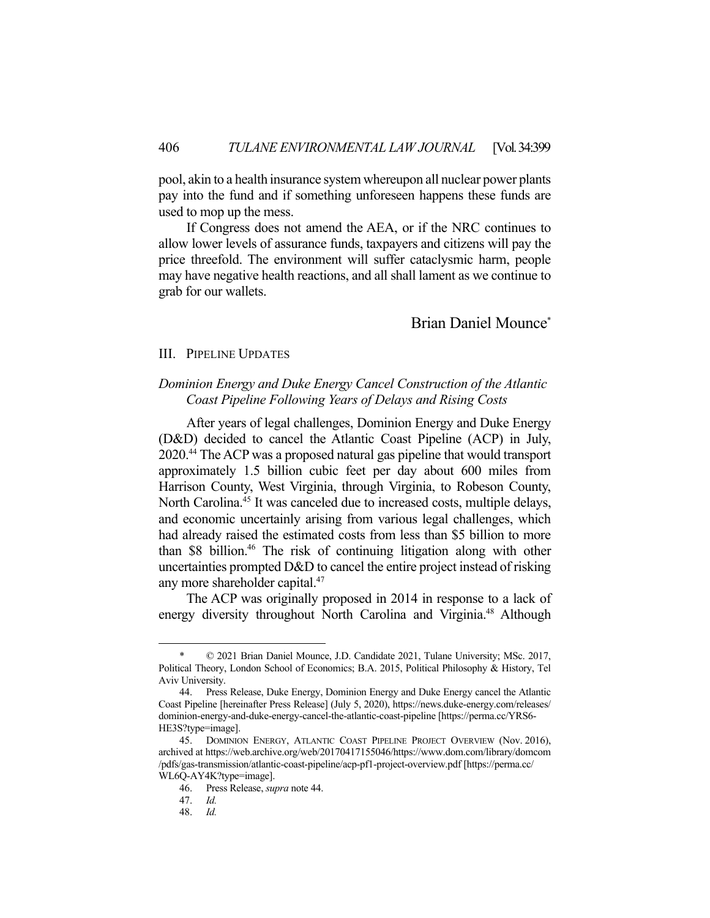pool, akin to a health insurance system whereupon all nuclear power plants pay into the fund and if something unforeseen happens these funds are used to mop up the mess.

If Congress does not amend the AEA, or if the NRC continues to allow lower levels of assurance funds, taxpayers and citizens will pay the price threefold. The environment will suffer cataclysmic harm, people may have negative health reactions, and all shall lament as we continue to grab for our wallets.

Brian Daniel Mounce*

## III. Pipeline Updates

### *Dominion Energy and Duke Energy Cancel Construction of the Atlantic Coast Pipeline Following Years of Delays and Rising Costs*

After years of legal challenges, Dominion Energy and Duke Energy (D&D) decided to cancel the Atlantic Coast Pipeline (ACP) in July, 2020.[44] The ACP was a proposed natural gas pipeline that would transport approximately 1.5 billion cubic feet per day about 600 miles from Harrison County, West Virginia, through Virginia, to Robeson County, North Carolina.[45] It was canceled due to increased costs, multiple delays, and economic uncertainly arising from various legal challenges, which had already raised the estimated costs from less than $5 billion to more than $8 billion.[46] The risk of continuing litigation along with other uncertainties prompted D&D to cancel the entire project instead of risking any more shareholder capital.[47]

The ACP was originally proposed in 2014 in response to a lack of energy diversity throughout North Carolina and Virginia.[48] Although

---

\* © 2021 Brian Daniel Mounce, J.D. Candidate 2021, Tulane University; MSc. 2017, Political Theory, London School of Economics; B.A. 2015, Political Philosophy & History, Tel Aviv University.

44. Press Release, Duke Energy, Dominion Energy and Duke Energy cancel the Atlantic Coast Pipeline [hereinafter Press Release] (July 5, 2020), https://news.duke-energy.com/releases/dominion-energy-and-duke-energy-cancel-the-atlantic-coast-pipeline [https://perma.cc/YRS6-HE3S?type=image].

45. Dominion Energy, Atlantic Coast Pipeline Project Overview (Nov. 2016), archived at https://web.archive.org/web/20170417155046/https://www.dom.com/library/domcom/pdfs/gas-transmission/atlantic-coast-pipeline/acp-pf1-project-overview.pdf [https://perma.cc/WL6Q-AY4K?type=image].

46. Press Release, *supra* note 44.

47. *Id.*

48. *Id.*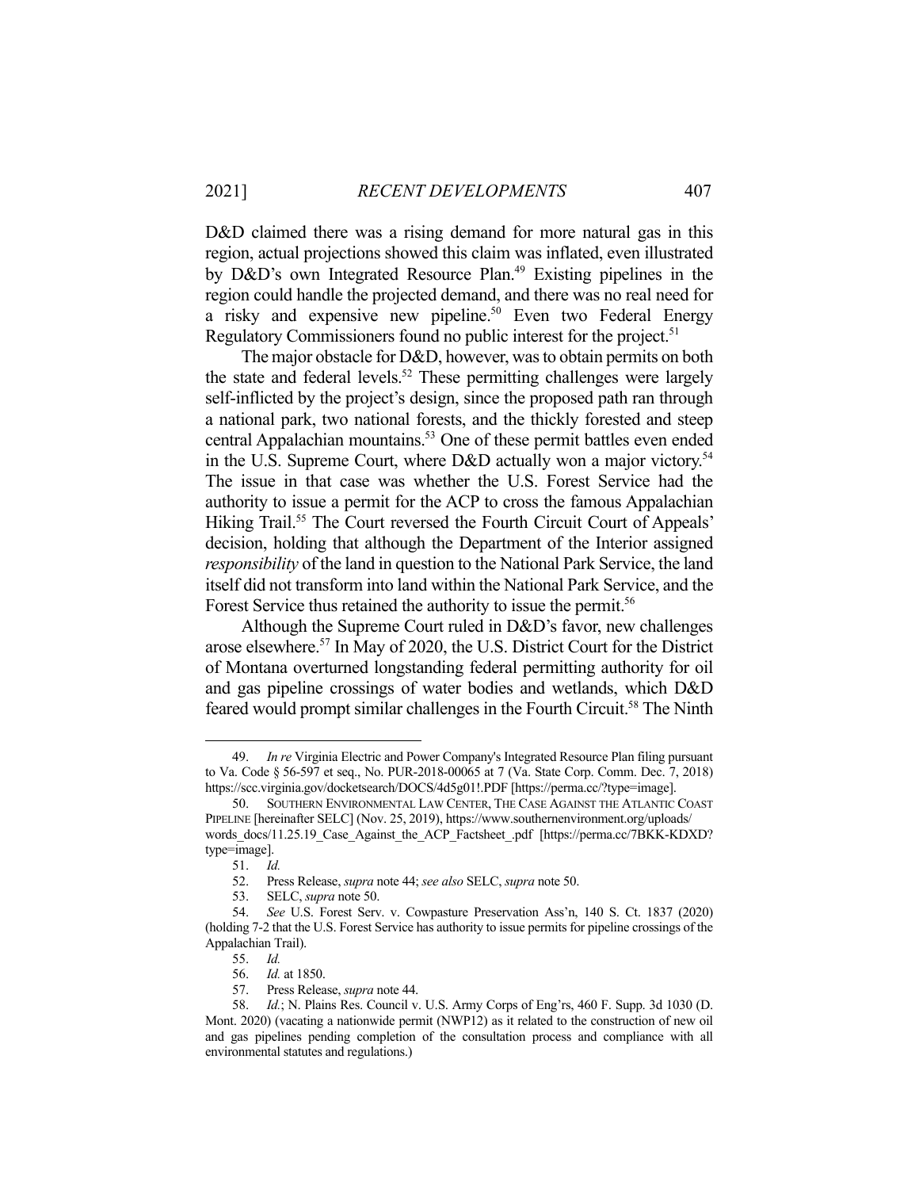D&D claimed there was a rising demand for more natural gas in this region, actual projections showed this claim was inflated, even illustrated by D&D's own Integrated Resource Plan.[49] Existing pipelines in the region could handle the projected demand, and there was no real need for a risky and expensive new pipeline.[50] Even two Federal Energy Regulatory Commissioners found no public interest for the project.[51]

The major obstacle for D&D, however, was to obtain permits on both the state and federal levels.[52] These permitting challenges were largely self-inflicted by the project's design, since the proposed path ran through a national park, two national forests, and the thickly forested and steep central Appalachian mountains.[53] One of these permit battles even ended in the U.S. Supreme Court, where D&D actually won a major victory.[54] The issue in that case was whether the U.S. Forest Service had the authority to issue a permit for the ACP to cross the famous Appalachian Hiking Trail.[55] The Court reversed the Fourth Circuit Court of Appeals' decision, holding that although the Department of the Interior assigned *responsibility* of the land in question to the National Park Service, the land itself did not transform into land within the National Park Service, and the Forest Service thus retained the authority to issue the permit.[56]

Although the Supreme Court ruled in D&D's favor, new challenges arose elsewhere.[57] In May of 2020, the U.S. District Court for the District of Montana overturned longstanding federal permitting authority for oil and gas pipeline crossings of water bodies and wetlands, which D&D feared would prompt similar challenges in the Fourth Circuit.[58] The Ninth

---

49. *In re* Virginia Electric and Power Company's Integrated Resource Plan filing pursuant to Va. Code § 56-597 et seq., No. PUR-2018-00065 at 7 (Va. State Corp. Comm. Dec. 7, 2018) https://scc.virginia.gov/docketsearch/DOCS/4d5g01!.PDF [https://perma.cc/?type=image].

50. SOUTHERN ENVIRONMENTAL LAW CENTER, THE CASE AGAINST THE ATLANTIC COAST PIPELINE [hereinafter SELC] (Nov. 25, 2019), https://www.southernenvironment.org/uploads/words_docs/11.25.19_Case_Against_the_ACP_Factsheet_.pdf [https://perma.cc/7BKK-KDXD?type=image].

51. *Id.*

52. Press Release, *supra* note 44; *see also* SELC, *supra* note 50.

53. SELC, *supra* note 50.

54. *See* U.S. Forest Serv. v. Cowpasture Preservation Ass'n, 140 S. Ct. 1837 (2020) (holding 7-2 that the U.S. Forest Service has authority to issue permits for pipeline crossings of the Appalachian Trail).

55. *Id.*

56. *Id.* at 1850.

57. Press Release, *supra* note 44.

58. *Id.*; N. Plains Res. Council v. U.S. Army Corps of Eng'rs, 460 F. Supp. 3d 1030 (D. Mont. 2020) (vacating a nationwide permit (NWP12) as it related to the construction of new oil and gas pipelines pending completion of the consultation process and compliance with all environmental statutes and regulations.)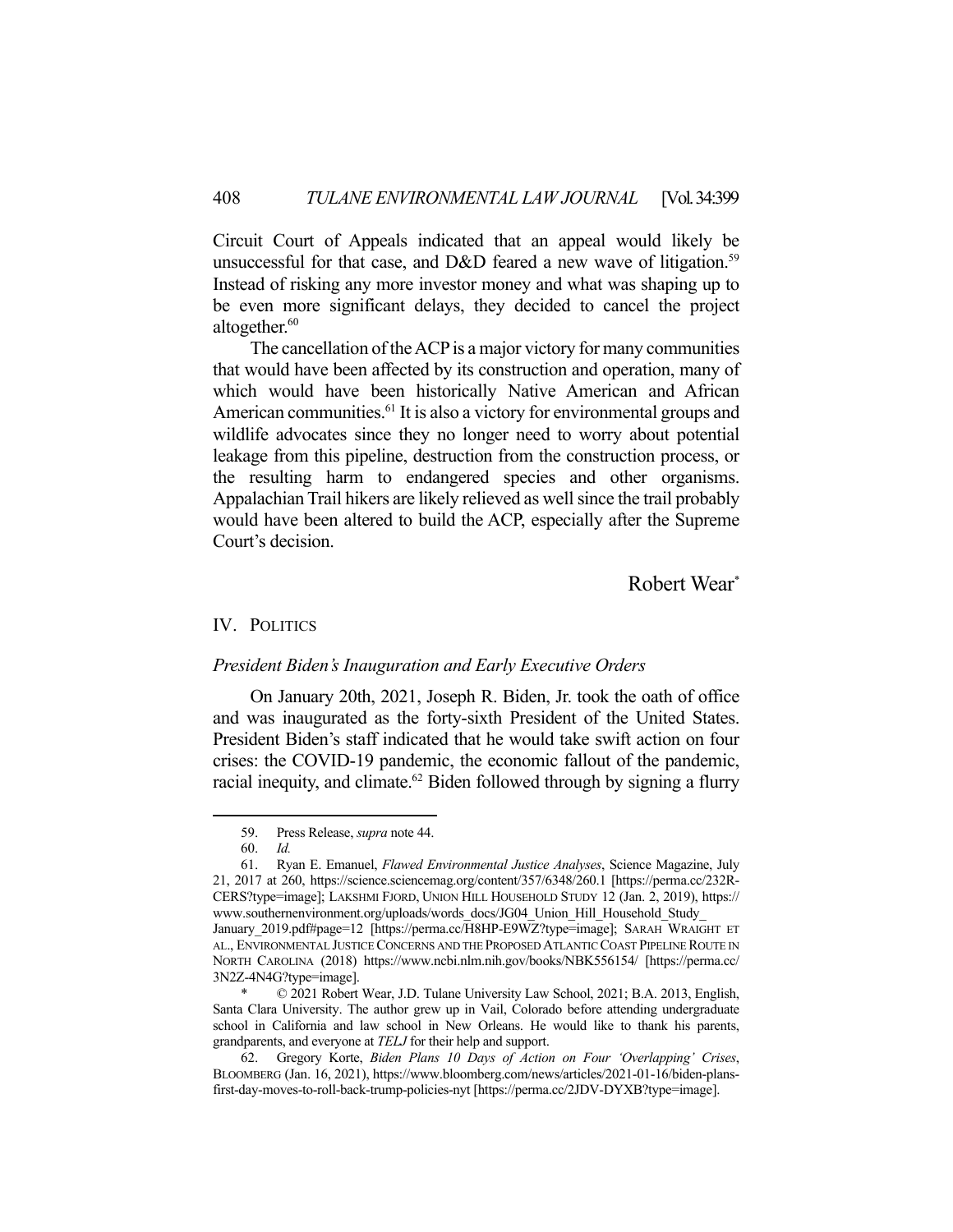Circuit Court of Appeals indicated that an appeal would likely be unsuccessful for that case, and D&D feared a new wave of litigation.[59] Instead of risking any more investor money and what was shaping up to be even more significant delays, they decided to cancel the project altogether.[60]

The cancellation of the ACP is a major victory for many communities that would have been affected by its construction and operation, many of which would have been historically Native American and African American communities.[61] It is also a victory for environmental groups and wildlife advocates since they no longer need to worry about potential leakage from this pipeline, destruction from the construction process, or the resulting harm to endangered species and other organisms. Appalachian Trail hikers are likely relieved as well since the trail probably would have been altered to build the ACP, especially after the Supreme Court's decision.

Robert Wear*

## IV. POLITICS

### *President Biden's Inauguration and Early Executive Orders*

On January 20th, 2021, Joseph R. Biden, Jr. took the oath of office and was inaugurated as the forty-sixth President of the United States. President Biden's staff indicated that he would take swift action on four crises: the COVID-19 pandemic, the economic fallout of the pandemic, racial inequity, and climate.[62] Biden followed through by signing a flurry

---

59. Press Release, *supra* note 44.

60. *Id.*

61. Ryan E. Emanuel, *Flawed Environmental Justice Analyses*, Science Magazine, July 21, 2017 at 260, https://science.sciencemag.org/content/357/6348/260.1 [https://perma.cc/232R-CERS?type=image]; LAKSHMI FJORD, UNION HILL HOUSEHOLD STUDY 12 (Jan. 2, 2019), https://www.southernenvironment.org/uploads/words_docs/JG04_Union_Hill_Household_Study_January_2019.pdf#page=12 [https://perma.cc/H8HP-E9WZ?type=image]; SARAH WRAIGHT ET AL., ENVIRONMENTAL JUSTICE CONCERNS AND THE PROPOSED ATLANTIC COAST PIPELINE ROUTE IN NORTH CAROLINA (2018) https://www.ncbi.nlm.nih.gov/books/NBK556154/ [https://perma.cc/3N2Z-4N4G?type=image].

\* © 2021 Robert Wear, J.D. Tulane University Law School, 2021; B.A. 2013, English, Santa Clara University. The author grew up in Vail, Colorado before attending undergraduate school in California and law school in New Orleans. He would like to thank his parents, grandparents, and everyone at *TELJ* for their help and support.

62. Gregory Korte, *Biden Plans 10 Days of Action on Four 'Overlapping' Crises*, BLOOMBERG (Jan. 16, 2021), https://www.bloomberg.com/news/articles/2021-01-16/biden-plans-first-day-moves-to-roll-back-trump-policies-nyt [https://perma.cc/2JDV-DYXB?type=image].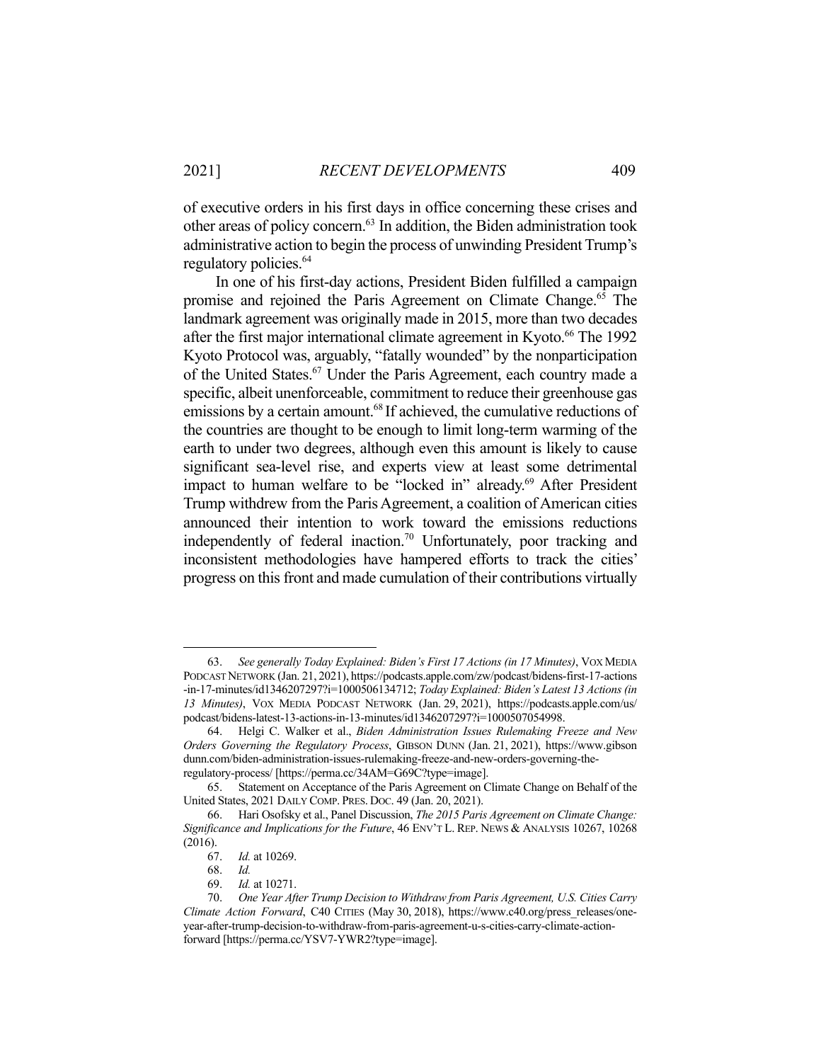of executive orders in his first days in office concerning these crises and other areas of policy concern.[63] In addition, the Biden administration took administrative action to begin the process of unwinding President Trump's regulatory policies.[64]

In one of his first-day actions, President Biden fulfilled a campaign promise and rejoined the Paris Agreement on Climate Change.[65] The landmark agreement was originally made in 2015, more than two decades after the first major international climate agreement in Kyoto.[66] The 1992 Kyoto Protocol was, arguably, "fatally wounded" by the nonparticipation of the United States.[67] Under the Paris Agreement, each country made a specific, albeit unenforceable, commitment to reduce their greenhouse gas emissions by a certain amount.[68] If achieved, the cumulative reductions of the countries are thought to be enough to limit long-term warming of the earth to under two degrees, although even this amount is likely to cause significant sea-level rise, and experts view at least some detrimental impact to human welfare to be "locked in" already.[69] After President Trump withdrew from the Paris Agreement, a coalition of American cities announced their intention to work toward the emissions reductions independently of federal inaction.[70] Unfortunately, poor tracking and inconsistent methodologies have hampered efforts to track the cities' progress on this front and made cumulation of their contributions virtually

---

63. *See generally Today Explained: Biden's First 17 Actions (in 17 Minutes)*, VOX MEDIA PODCAST NETWORK (Jan. 21, 2021), https://podcasts.apple.com/zw/podcast/bidens-first-17-actions-in-17-minutes/id1346207297?i=1000506134712; *Today Explained: Biden's Latest 13 Actions (in 13 Minutes)*, VOX MEDIA PODCAST NETWORK (Jan. 29, 2021), https://podcasts.apple.com/us/podcast/bidens-latest-13-actions-in-13-minutes/id1346207297?i=1000507054998.

64. Helgi C. Walker et al., *Biden Administration Issues Rulemaking Freeze and New Orders Governing the Regulatory Process*, GIBSON DUNN (Jan. 21, 2021), https://www.gibsondunn.com/biden-administration-issues-rulemaking-freeze-and-new-orders-governing-the-regulatory-process/ [https://perma.cc/34AM=G69C?type=image].

65. Statement on Acceptance of the Paris Agreement on Climate Change on Behalf of the United States, 2021 DAILY COMP. PRES. DOC. 49 (Jan. 20, 2021).

66. Hari Osofsky et al., Panel Discussion, *The 2015 Paris Agreement on Climate Change: Significance and Implications for the Future*, 46 ENV'T L. REP. NEWS & ANALYSIS 10267, 10268 (2016).

67. *Id.* at 10269.

68. *Id.*

69. *Id.* at 10271.

70. *One Year After Trump Decision to Withdraw from Paris Agreement, U.S. Cities Carry Climate Action Forward*, C40 CITIES (May 30, 2018), https://www.c40.org/press_releases/one-year-after-trump-decision-to-withdraw-from-paris-agreement-u-s-cities-carry-climate-action-forward [https://perma.cc/YSV7-YWR2?type=image].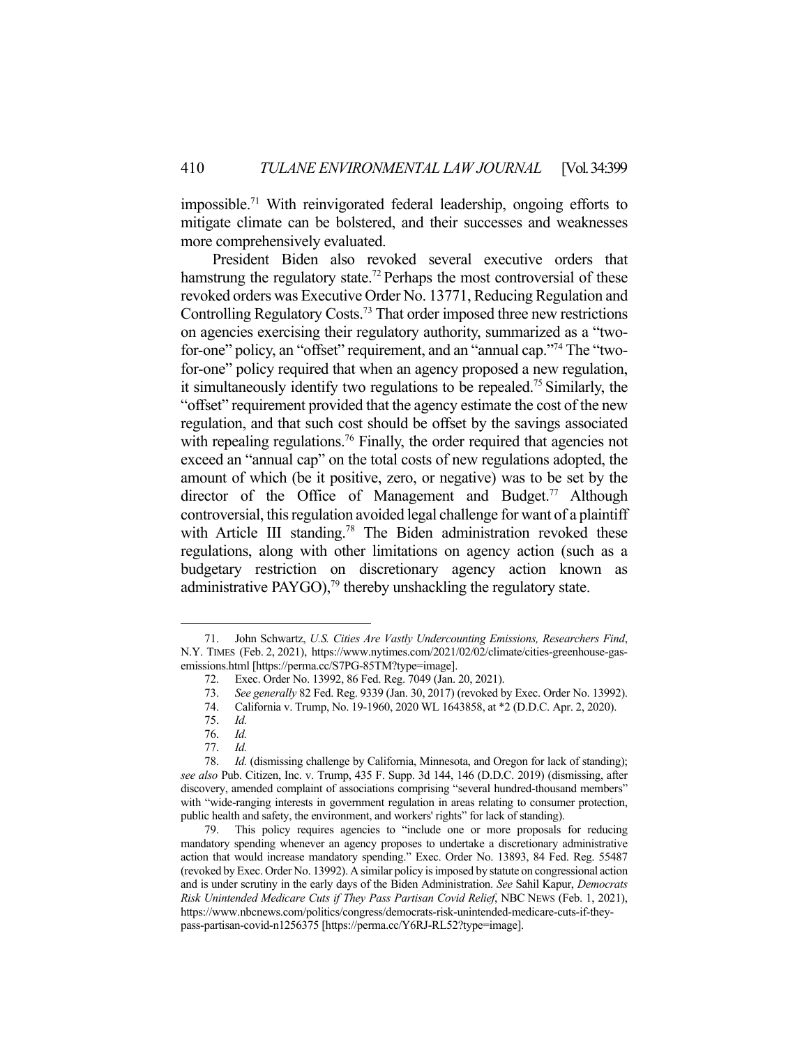impossible.[71] With reinvigorated federal leadership, ongoing efforts to mitigate climate can be bolstered, and their successes and weaknesses more comprehensively evaluated.

President Biden also revoked several executive orders that hamstrung the regulatory state.[72] Perhaps the most controversial of these revoked orders was Executive Order No. 13771, Reducing Regulation and Controlling Regulatory Costs.[73] That order imposed three new restrictions on agencies exercising their regulatory authority, summarized as a "two-for-one" policy, an "offset" requirement, and an "annual cap."[74] The "two-for-one" policy required that when an agency proposed a new regulation, it simultaneously identify two regulations to be repealed.[75] Similarly, the "offset" requirement provided that the agency estimate the cost of the new regulation, and that such cost should be offset by the savings associated with repealing regulations.[76] Finally, the order required that agencies not exceed an "annual cap" on the total costs of new regulations adopted, the amount of which (be it positive, zero, or negative) was to be set by the director of the Office of Management and Budget.[77] Although controversial, this regulation avoided legal challenge for want of a plaintiff with Article III standing.[78] The Biden administration revoked these regulations, along with other limitations on agency action (such as a budgetary restriction on discretionary agency action known as administrative PAYGO),[79] thereby unshackling the regulatory state.

---

71. John Schwartz, *U.S. Cities Are Vastly Undercounting Emissions, Researchers Find*, N.Y. TIMES (Feb. 2, 2021), https://www.nytimes.com/2021/02/02/climate/cities-greenhouse-gas-emissions.html [https://perma.cc/S7PG-85TM?type=image].

72. Exec. Order No. 13992, 86 Fed. Reg. 7049 (Jan. 20, 2021).

73. *See generally* 82 Fed. Reg. 9339 (Jan. 30, 2017) (revoked by Exec. Order No. 13992).

74. California v. Trump, No. 19-1960, 2020 WL 1643858, at *2 (D.D.C. Apr. 2, 2020).

75. *Id.*

76. *Id.*

77. *Id.*

78. *Id.* (dismissing challenge by California, Minnesota, and Oregon for lack of standing); *see also* Pub. Citizen, Inc. v. Trump, 435 F. Supp. 3d 144, 146 (D.D.C. 2019) (dismissing, after discovery, amended complaint of associations comprising "several hundred-thousand members" with "wide-ranging interests in government regulation in areas relating to consumer protection, public health and safety, the environment, and workers' rights" for lack of standing).

79. This policy requires agencies to "include one or more proposals for reducing mandatory spending whenever an agency proposes to undertake a discretionary administrative action that would increase mandatory spending." Exec. Order No. 13893, 84 Fed. Reg. 55487 (revoked by Exec. Order No. 13992). A similar policy is imposed by statute on congressional action and is under scrutiny in the early days of the Biden Administration. *See* Sahil Kapur, *Democrats Risk Unintended Medicare Cuts if They Pass Partisan Covid Relief*, NBC NEWS (Feb. 1, 2021), https://www.nbcnews.com/politics/congress/democrats-risk-unintended-medicare-cuts-if-they-pass-partisan-covid-n1256375 [https://perma.cc/Y6RJ-RL52?type=image].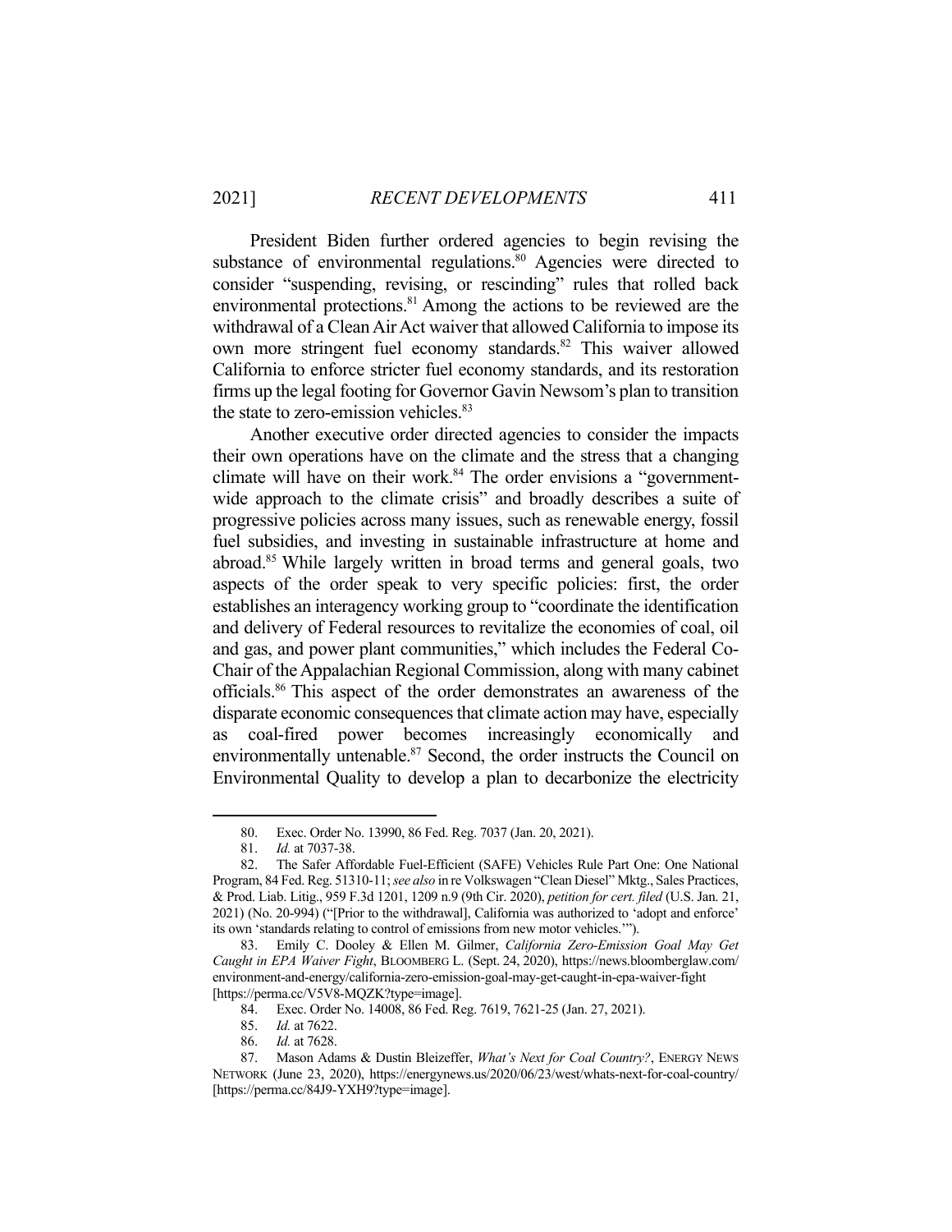President Biden further ordered agencies to begin revising the substance of environmental regulations.[80] Agencies were directed to consider "suspending, revising, or rescinding" rules that rolled back environmental protections.[81] Among the actions to be reviewed are the withdrawal of a Clean Air Act waiver that allowed California to impose its own more stringent fuel economy standards.[82] This waiver allowed California to enforce stricter fuel economy standards, and its restoration firms up the legal footing for Governor Gavin Newsom's plan to transition the state to zero-emission vehicles.[83]

Another executive order directed agencies to consider the impacts their own operations have on the climate and the stress that a changing climate will have on their work.[84] The order envisions a "government-wide approach to the climate crisis" and broadly describes a suite of progressive policies across many issues, such as renewable energy, fossil fuel subsidies, and investing in sustainable infrastructure at home and abroad.[85] While largely written in broad terms and general goals, two aspects of the order speak to very specific policies: first, the order establishes an interagency working group to "coordinate the identification and delivery of Federal resources to revitalize the economies of coal, oil and gas, and power plant communities," which includes the Federal Co-Chair of the Appalachian Regional Commission, along with many cabinet officials.[86] This aspect of the order demonstrates an awareness of the disparate economic consequences that climate action may have, especially as coal-fired power becomes increasingly economically and environmentally untenable.[87] Second, the order instructs the Council on Environmental Quality to develop a plan to decarbonize the electricity

---

80. Exec. Order No. 13990, 86 Fed. Reg. 7037 (Jan. 20, 2021).

81. *Id.* at 7037-38.

82. The Safer Affordable Fuel-Efficient (SAFE) Vehicles Rule Part One: One National Program, 84 Fed. Reg. 51310-11; *see also* in re Volkswagen "Clean Diesel" Mktg., Sales Practices, & Prod. Liab. Litig., 959 F.3d 1201, 1209 n.9 (9th Cir. 2020), *petition for cert. filed* (U.S. Jan. 21, 2021) (No. 20-994) ("[Prior to the withdrawal], California was authorized to 'adopt and enforce' its own 'standards relating to control of emissions from new motor vehicles.'").

83. Emily C. Dooley & Ellen M. Gilmer, *California Zero-Emission Goal May Get Caught in EPA Waiver Fight*, BLOOMBERG L. (Sept. 24, 2020), https://news.bloomberglaw.com/environment-and-energy/california-zero-emission-goal-may-get-caught-in-epa-waiver-fight [https://perma.cc/V5V8-MQZK?type=image].

84. Exec. Order No. 14008, 86 Fed. Reg. 7619, 7621-25 (Jan. 27, 2021).

85. *Id.* at 7622.

86. *Id.* at 7628.

87. Mason Adams & Dustin Bleizeffer, *What's Next for Coal Country?*, ENERGY NEWS NETWORK (June 23, 2020), https://energynews.us/2020/06/23/west/whats-next-for-coal-country/ [https://perma.cc/84J9-YXH9?type=image].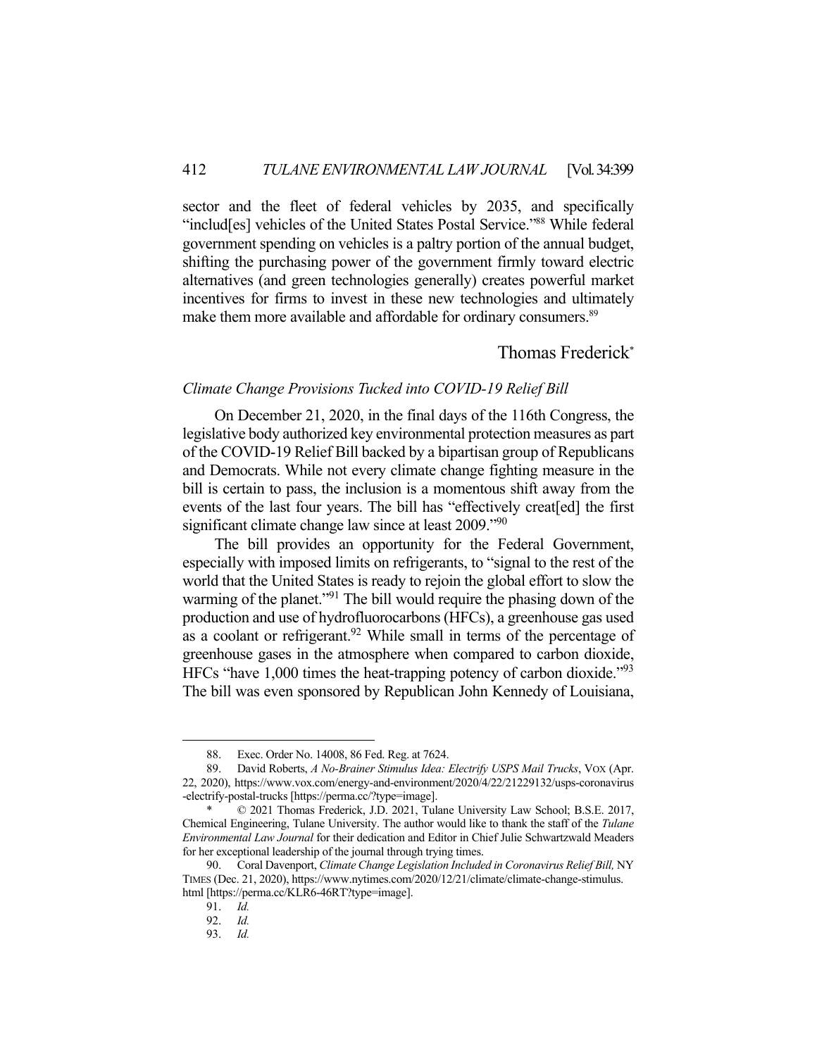sector and the fleet of federal vehicles by 2035, and specifically "includ[es] vehicles of the United States Postal Service."[88] While federal government spending on vehicles is a paltry portion of the annual budget, shifting the purchasing power of the government firmly toward electric alternatives (and green technologies generally) creates powerful market incentives for firms to invest in these new technologies and ultimately make them more available and affordable for ordinary consumers.[89]

Thomas Frederick*

*Climate Change Provisions Tucked into COVID-19 Relief Bill*

On December 21, 2020, in the final days of the 116th Congress, the legislative body authorized key environmental protection measures as part of the COVID-19 Relief Bill backed by a bipartisan group of Republicans and Democrats. While not every climate change fighting measure in the bill is certain to pass, the inclusion is a momentous shift away from the events of the last four years. The bill has "effectively creat[ed] the first significant climate change law since at least 2009."[90]

The bill provides an opportunity for the Federal Government, especially with imposed limits on refrigerants, to "signal to the rest of the world that the United States is ready to rejoin the global effort to slow the warming of the planet."[91] The bill would require the phasing down of the production and use of hydrofluorocarbons (HFCs), a greenhouse gas used as a coolant or refrigerant.[92] While small in terms of the percentage of greenhouse gases in the atmosphere when compared to carbon dioxide, HFCs "have 1,000 times the heat-trapping potency of carbon dioxide."[93] The bill was even sponsored by Republican John Kennedy of Louisiana,

---

88. Exec. Order No. 14008, 86 Fed. Reg. at 7624.

89. David Roberts, *A No-Brainer Stimulus Idea: Electrify USPS Mail Trucks*, VOX (Apr. 22, 2020), https://www.vox.com/energy-and-environment/2020/4/22/21229132/usps-coronavirus-electrify-postal-trucks [https://perma.cc/?type=image].

\* © 2021 Thomas Frederick, J.D. 2021, Tulane University Law School; B.S.E. 2017, Chemical Engineering, Tulane University. The author would like to thank the staff of the *Tulane Environmental Law Journal* for their dedication and Editor in Chief Julie Schwartzwald Meaders for her exceptional leadership of the journal through trying times.

90. Coral Davenport, *Climate Change Legislation Included in Coronavirus Relief Bill,* NY TIMES (Dec. 21, 2020), https://www.nytimes.com/2020/12/21/climate/climate-change-stimulus.html [https://perma.cc/KLR6-46RT?type=image].

91. *Id.*

92. *Id.*

93. *Id.*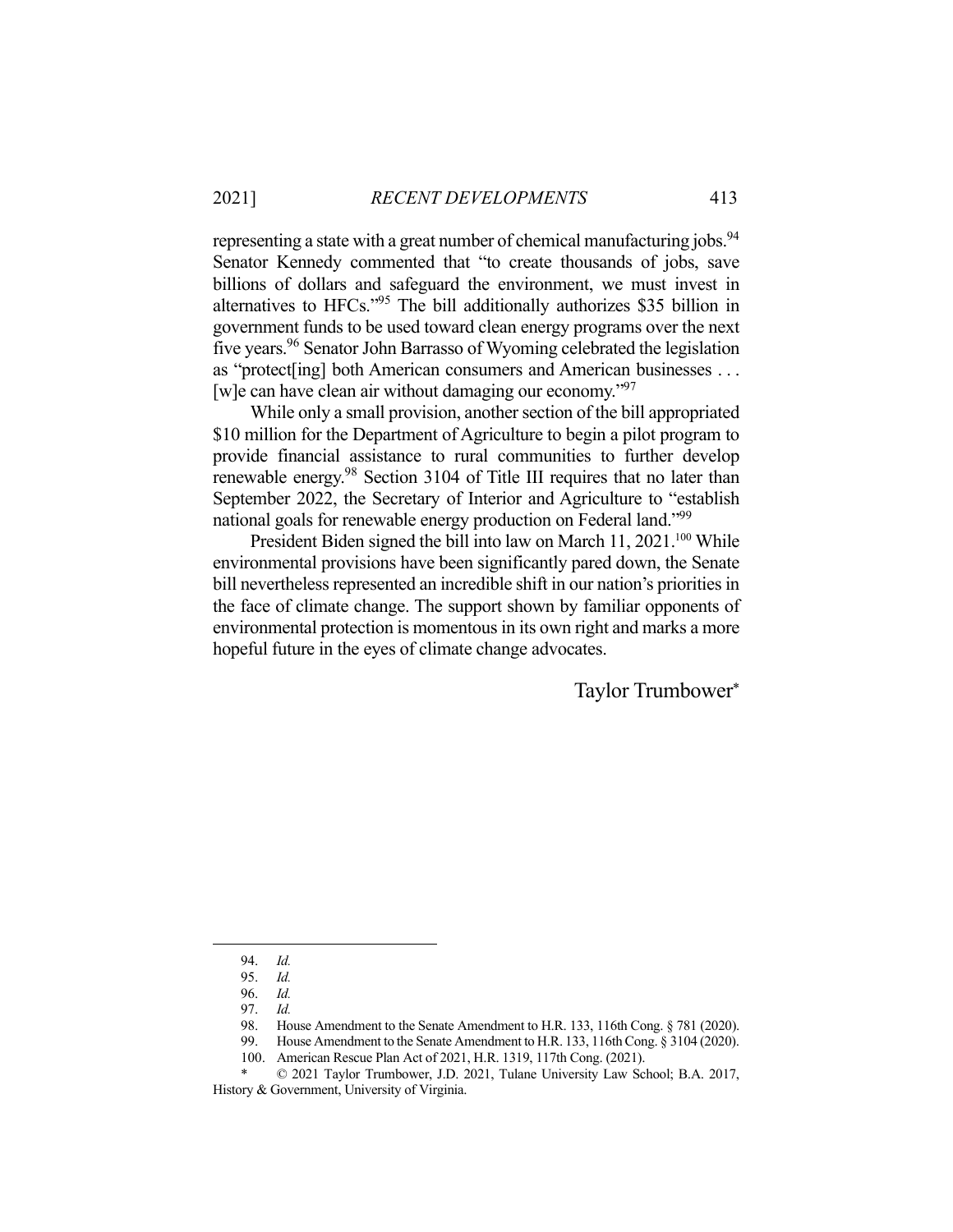representing a state with a great number of chemical manufacturing jobs.[94] Senator Kennedy commented that "to create thousands of jobs, save billions of dollars and safeguard the environment, we must invest in alternatives to HFCs."[95] The bill additionally authorizes $35 billion in government funds to be used toward clean energy programs over the next five years.[96] Senator John Barrasso of Wyoming celebrated the legislation as "protect[ing] both American consumers and American businesses . . . [w]e can have clean air without damaging our economy."[97]

While only a small provision, another section of the bill appropriated $10 million for the Department of Agriculture to begin a pilot program to provide financial assistance to rural communities to further develop renewable energy.[98] Section 3104 of Title III requires that no later than September 2022, the Secretary of Interior and Agriculture to "establish national goals for renewable energy production on Federal land."[99]

President Biden signed the bill into law on March 11, 2021.[100] While environmental provisions have been significantly pared down, the Senate bill nevertheless represented an incredible shift in our nation's priorities in the face of climate change. The support shown by familiar opponents of environmental protection is momentous in its own right and marks a more hopeful future in the eyes of climate change advocates.

Taylor Trumbower*

---

94. *Id.*
95. *Id.*
96. *Id.*
97. *Id.*
98. House Amendment to the Senate Amendment to H.R. 133, 116th Cong. § 781 (2020).
99. House Amendment to the Senate Amendment to H.R. 133, 116th Cong. § 3104 (2020).
100. American Rescue Plan Act of 2021, H.R. 1319, 117th Cong. (2021).

\* © 2021 Taylor Trumbower, J.D. 2021, Tulane University Law School; B.A. 2017, History & Government, University of Virginia.